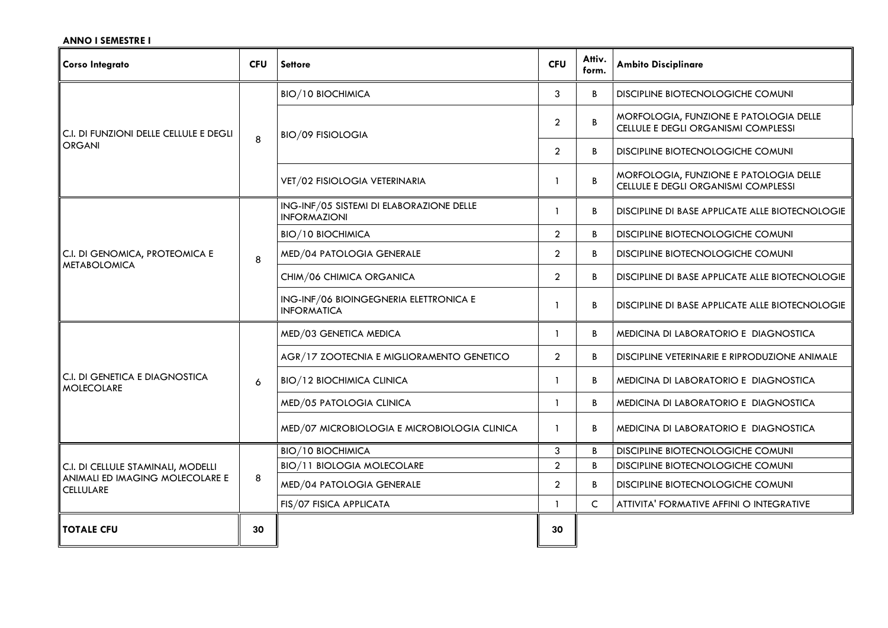**ANNO I SEMESTRE I**

| Corso Integrato | CFU | Settore | CFU | Attiv. form. | Ambito Disciplinare |
|---|---|---|---|---|---|
| C.I. DI FUNZIONI DELLE CELLULE E DEGLI ORGANI | 8 | BIO/10 BIOCHIMICA | 3 | B | DISCIPLINE BIOTECNOLOGICHE COMUNI |
| | | BIO/09 FISIOLOGIA | 2 | B | MORFOLOGIA, FUNZIONE E PATOLOGIA DELLE CELLULE E DEGLI ORGANISMI COMPLESSI |
| | | | 2 | B | DISCIPLINE BIOTECNOLOGICHE COMUNI |
| | | VET/02 FISIOLOGIA VETERINARIA | 1 | B | MORFOLOGIA, FUNZIONE E PATOLOGIA DELLE CELLULE E DEGLI ORGANISMI COMPLESSI |
| C.I. DI GENOMICA, PROTEOMICA E METABOLOMICA | 8 | ING-INF/05 SISTEMI DI ELABORAZIONE DELLE INFORMAZIONI | 1 | B | DISCIPLINE DI BASE APPLICATE ALLE BIOTECNOLOGIE |
| | | BIO/10 BIOCHIMICA | 2 | B | DISCIPLINE BIOTECNOLOGICHE COMUNI |
| | | MED/04 PATOLOGIA GENERALE | 2 | B | DISCIPLINE BIOTECNOLOGICHE COMUNI |
| | | CHIM/06 CHIMICA ORGANICA | 2 | B | DISCIPLINE DI BASE APPLICATE ALLE BIOTECNOLOGIE |
| | | ING-INF/06 BIOINGEGNERIA ELETTRONICA E INFORMATICA | 1 | B | DISCIPLINE DI BASE APPLICATE ALLE BIOTECNOLOGIE |
| C.I. DI GENETICA E DIAGNOSTICA MOLECOLARE | 6 | MED/03 GENETICA MEDICA | 1 | B | MEDICINA DI LABORATORIO E DIAGNOSTICA |
| | | AGR/17 ZOOTECNIA E MIGLIORAMENTO GENETICO | 2 | B | DISCIPLINE VETERINARIE E RIPRODUZIONE ANIMALE |
| | | BIO/12 BIOCHIMICA CLINICA | 1 | B | MEDICINA DI LABORATORIO E DIAGNOSTICA |
| | | MED/05 PATOLOGIA CLINICA | 1 | B | MEDICINA DI LABORATORIO E DIAGNOSTICA |
| | | MED/07 MICROBIOLOGIA E MICROBIOLOGIA CLINICA | 1 | B | MEDICINA DI LABORATORIO E DIAGNOSTICA |
| C.I. DI CELLULE STAMINALI, MODELLI ANIMALI ED IMAGING MOLECOLARE E CELLULARE | 8 | BIO/10 BIOCHIMICA | 3 | B | DISCIPLINE BIOTECNOLOGICHE COMUNI |
| | | BIO/11 BIOLOGIA MOLECOLARE | 2 | B | DISCIPLINE BIOTECNOLOGICHE COMUNI |
| | | MED/04 PATOLOGIA GENERALE | 2 | B | DISCIPLINE BIOTECNOLOGICHE COMUNI |
| | | FIS/07 FISICA APPLICATA | 1 | C | ATTIVITA' FORMATIVE AFFINI O INTEGRATIVE |
| **TOTALE CFU** | **30** | | **30** | | |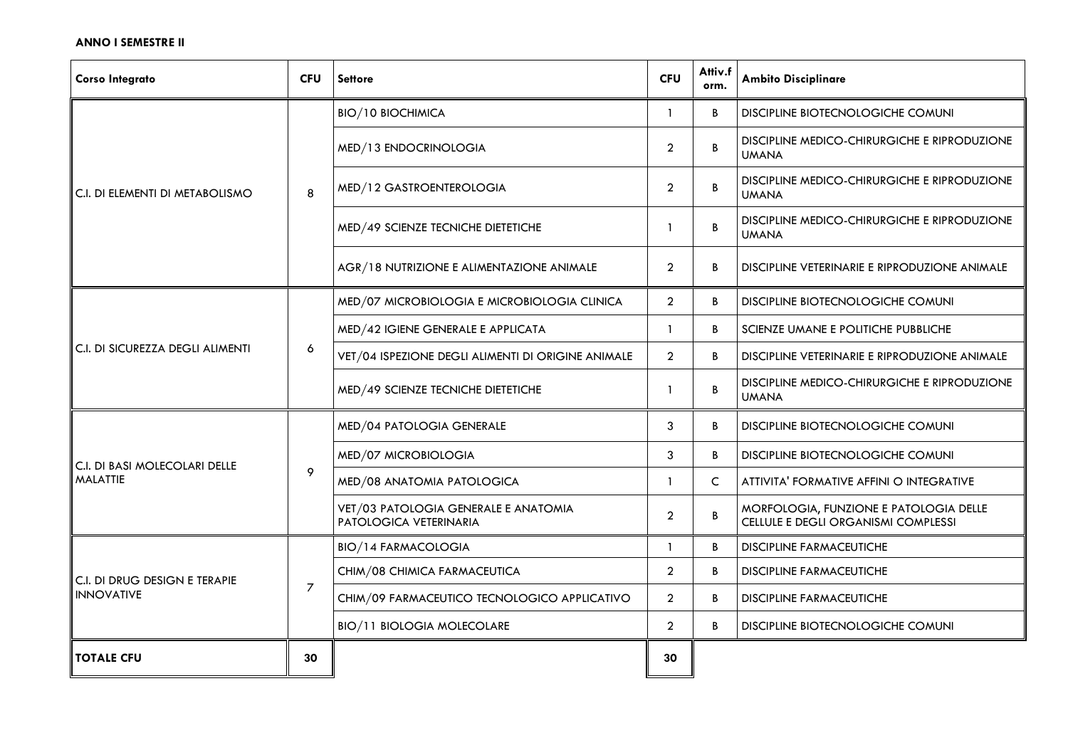**ANNO I SEMESTRE II**

| Corso Integrato | CFU | Settore | CFU | Attiv.form. | Ambito Disciplinare |
|---|---|---|---|---|---|
| C.I. DI ELEMENTI DI METABOLISMO | 8 | BIO/10 BIOCHIMICA | 1 | B | DISCIPLINE BIOTECNOLOGICHE COMUNI |
| | | MED/13 ENDOCRINOLOGIA | 2 | B | DISCIPLINE MEDICO-CHIRURGICHE E RIPRODUZIONE UMANA |
| | | MED/12 GASTROENTEROLOGIA | 2 | B | DISCIPLINE MEDICO-CHIRURGICHE E RIPRODUZIONE UMANA |
| | | MED/49 SCIENZE TECNICHE DIETETICHE | 1 | B | DISCIPLINE MEDICO-CHIRURGICHE E RIPRODUZIONE UMANA |
| | | AGR/18 NUTRIZIONE E ALIMENTAZIONE ANIMALE | 2 | B | DISCIPLINE VETERINARIE E RIPRODUZIONE ANIMALE |
| C.I. DI SICUREZZA DEGLI ALIMENTI | 6 | MED/07 MICROBIOLOGIA E MICROBIOLOGIA CLINICA | 2 | B | DISCIPLINE BIOTECNOLOGICHE COMUNI |
| | | MED/42 IGIENE GENERALE E APPLICATA | 1 | B | SCIENZE UMANE E POLITICHE PUBBLICHE |
| | | VET/04 ISPEZIONE DEGLI ALIMENTI DI ORIGINE ANIMALE | 2 | B | DISCIPLINE VETERINARIE E RIPRODUZIONE ANIMALE |
| | | MED/49 SCIENZE TECNICHE DIETETICHE | 1 | B | DISCIPLINE MEDICO-CHIRURGICHE E RIPRODUZIONE UMANA |
| C.I. DI BASI MOLECOLARI DELLE MALATTIE | 9 | MED/04 PATOLOGIA GENERALE | 3 | B | DISCIPLINE BIOTECNOLOGICHE COMUNI |
| | | MED/07 MICROBIOLOGIA | 3 | B | DISCIPLINE BIOTECNOLOGICHE COMUNI |
| | | MED/08 ANATOMIA PATOLOGICA | 1 | C | ATTIVITA' FORMATIVE AFFINI O INTEGRATIVE |
| | | VET/03 PATOLOGIA GENERALE E ANATOMIA PATOLOGICA VETERINARIA | 2 | B | MORFOLOGIA, FUNZIONE E PATOLOGIA DELLE CELLULE E DEGLI ORGANISMI COMPLESSI |
| C.I. DI DRUG DESIGN E TERAPIE INNOVATIVE | 7 | BIO/14 FARMACOLOGIA | 1 | B | DISCIPLINE FARMACEUTICHE |
| | | CHIM/08 CHIMICA FARMACEUTICA | 2 | B | DISCIPLINE FARMACEUTICHE |
| | | CHIM/09 FARMACEUTICO TECNOLOGICO APPLICATIVO | 2 | B | DISCIPLINE FARMACEUTICHE |
| | | BIO/11 BIOLOGIA MOLECOLARE | 2 | B | DISCIPLINE BIOTECNOLOGICHE COMUNI |
| **TOTALE CFU** | **30** | | **30** | | |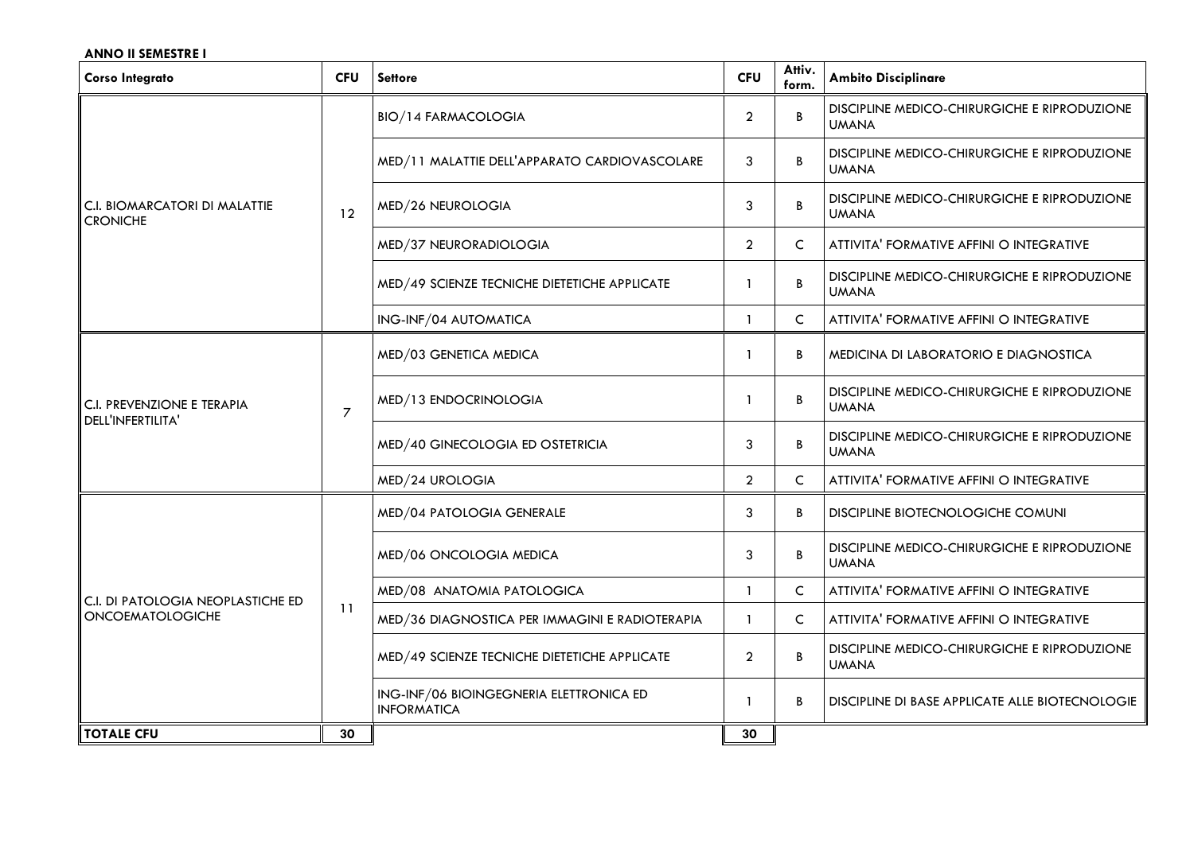**ANNO II SEMESTRE I**

| Corso Integrato | CFU | Settore | CFU | Attiv. form. | Ambito Disciplinare |
|---|---|---|---|---|---|
| C.I. BIOMARCATORI DI MALATTIE CRONICHE | 12 | BIO/14 FARMACOLOGIA | 2 | B | DISCIPLINE MEDICO-CHIRURGICHE E RIPRODUZIONE UMANA |
| | | MED/11 MALATTIE DELL'APPARATO CARDIOVASCOLARE | 3 | B | DISCIPLINE MEDICO-CHIRURGICHE E RIPRODUZIONE UMANA |
| | | MED/26 NEUROLOGIA | 3 | B | DISCIPLINE MEDICO-CHIRURGICHE E RIPRODUZIONE UMANA |
| | | MED/37 NEURORADIOLOGIA | 2 | C | ATTIVITA' FORMATIVE AFFINI O INTEGRATIVE |
| | | MED/49 SCIENZE TECNICHE DIETETICHE APPLICATE | 1 | B | DISCIPLINE MEDICO-CHIRURGICHE E RIPRODUZIONE UMANA |
| | | ING-INF/04 AUTOMATICA | 1 | C | ATTIVITA' FORMATIVE AFFINI O INTEGRATIVE |
| C.I. PREVENZIONE E TERAPIA DELL'INFERTILITA' | 7 | MED/03 GENETICA MEDICA | 1 | B | MEDICINA DI LABORATORIO E DIAGNOSTICA |
| | | MED/13 ENDOCRINOLOGIA | 1 | B | DISCIPLINE MEDICO-CHIRURGICHE E RIPRODUZIONE UMANA |
| | | MED/40 GINECOLOGIA ED OSTETRICIA | 3 | B | DISCIPLINE MEDICO-CHIRURGICHE E RIPRODUZIONE UMANA |
| | | MED/24 UROLOGIA | 2 | C | ATTIVITA' FORMATIVE AFFINI O INTEGRATIVE |
| C.I. DI PATOLOGIA NEOPLASTICHE ED ONCOEMATOLOGICHE | 11 | MED/04 PATOLOGIA GENERALE | 3 | B | DISCIPLINE BIOTECNOLOGICHE COMUNI |
| | | MED/06 ONCOLOGIA MEDICA | 3 | B | DISCIPLINE MEDICO-CHIRURGICHE E RIPRODUZIONE UMANA |
| | | MED/08 ANATOMIA PATOLOGICA | 1 | C | ATTIVITA' FORMATIVE AFFINI O INTEGRATIVE |
| | | MED/36 DIAGNOSTICA PER IMMAGINI E RADIOTERAPIA | 1 | C | ATTIVITA' FORMATIVE AFFINI O INTEGRATIVE |
| | | MED/49 SCIENZE TECNICHE DIETETICHE APPLICATE | 2 | B | DISCIPLINE MEDICO-CHIRURGICHE E RIPRODUZIONE UMANA |
| | | ING-INF/06 BIOINGEGNERIA ELETTRONICA ED INFORMATICA | 1 | B | DISCIPLINE DI BASE APPLICATE ALLE BIOTECNOLOGIE |
| **TOTALE CFU** | **30** | | **30** | | |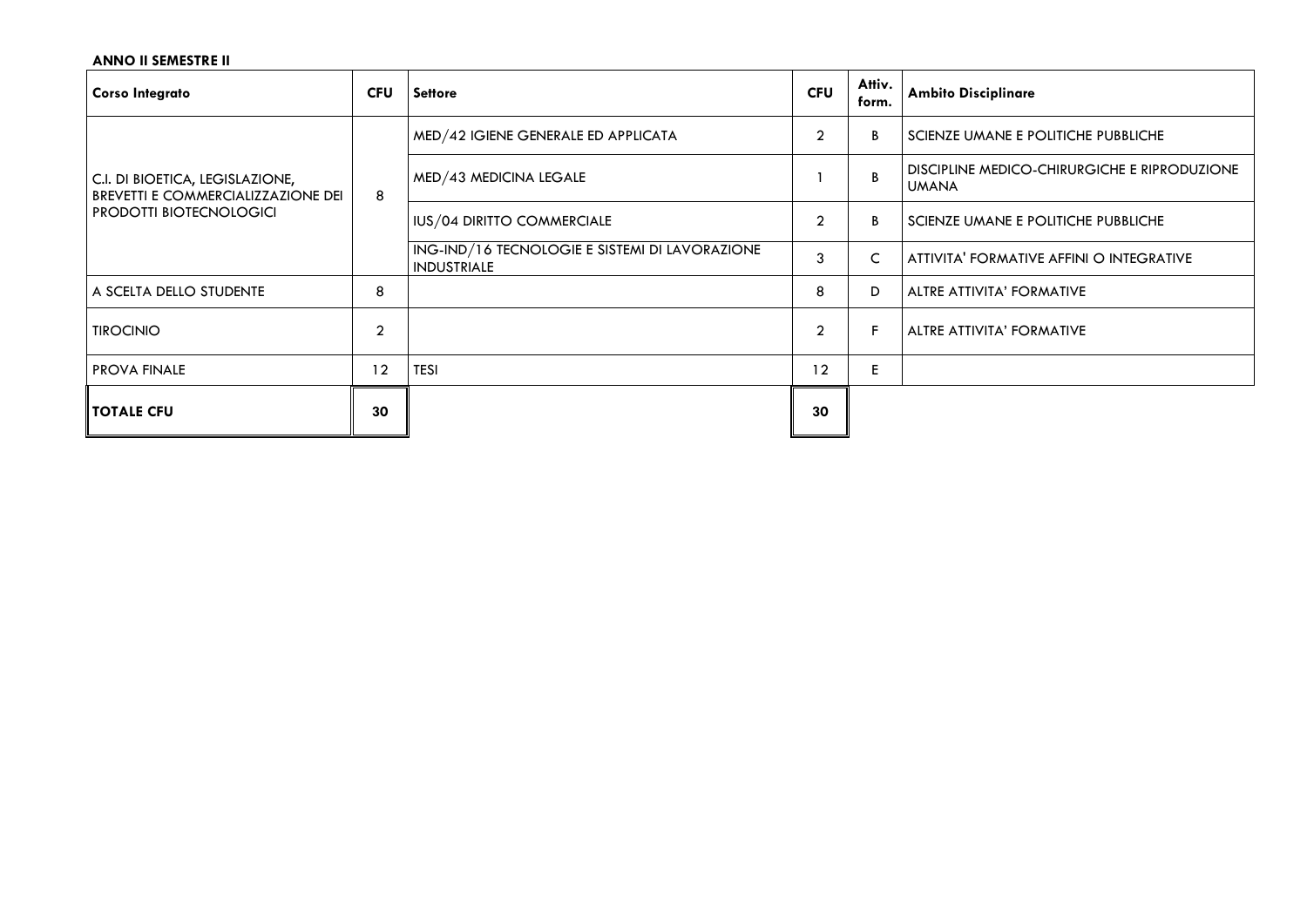**ANNO II SEMESTRE II**

| Corso Integrato | CFU | Settore | CFU | Attiv. form. | Ambito Disciplinare |
|---|---|---|---|---|---|
| C.I. DI BIOETICA, LEGISLAZIONE, BREVETTI E COMMERCIALIZZAZIONE DEI PRODOTTI BIOTECNOLOGICI | 8 | MED/42 IGIENE GENERALE ED APPLICATA | 2 | B | SCIENZE UMANE E POLITICHE PUBBLICHE |
| | | MED/43 MEDICINA LEGALE | 1 | B | DISCIPLINE MEDICO-CHIRURGICHE E RIPRODUZIONE UMANA |
| | | IUS/04 DIRITTO COMMERCIALE | 2 | B | SCIENZE UMANE E POLITICHE PUBBLICHE |
| | | ING-IND/16 TECNOLOGIE E SISTEMI DI LAVORAZIONE INDUSTRIALE | 3 | C | ATTIVITA' FORMATIVE AFFINI O INTEGRATIVE |
| A SCELTA DELLO STUDENTE | 8 | | 8 | D | ALTRE ATTIVITA' FORMATIVE |
| TIROCINIO | 2 | | 2 | F | ALTRE ATTIVITA' FORMATIVE |
| PROVA FINALE | 12 | TESI | 12 | E | |
| **TOTALE CFU** | **30** | | **30** | | |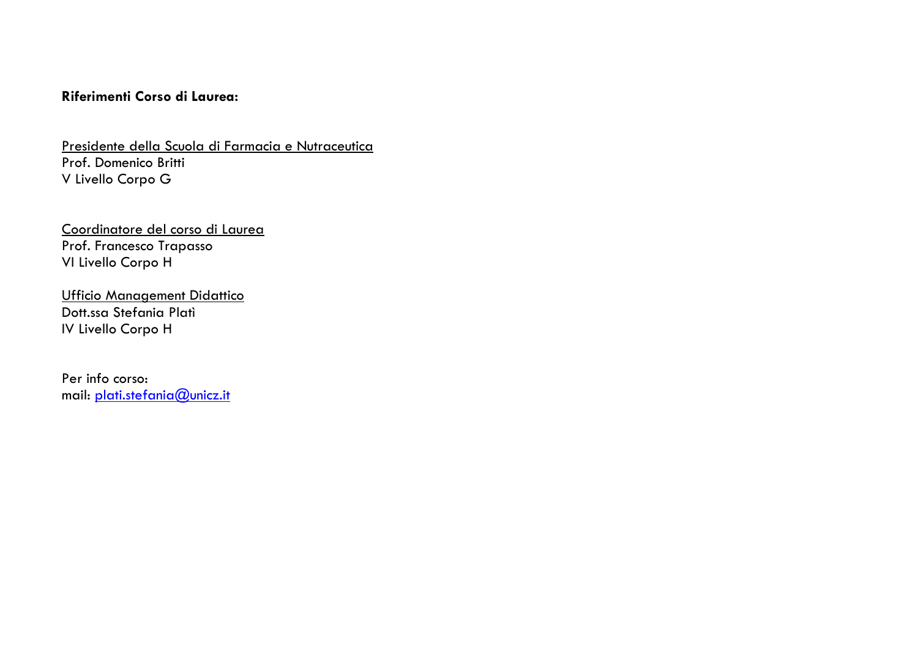**Riferimenti Corso di Laurea:**

Presidente della Scuola di Farmacia e Nutraceutica
Prof. Domenico Britti
V Livello Corpo G

Coordinatore del corso di Laurea
Prof. Francesco Trapasso
VI Livello Corpo H

Ufficio Management Didattico
Dott.ssa Stefania Platì
IV Livello Corpo H

Per info corso:
mail: plati.stefania@unicz.it